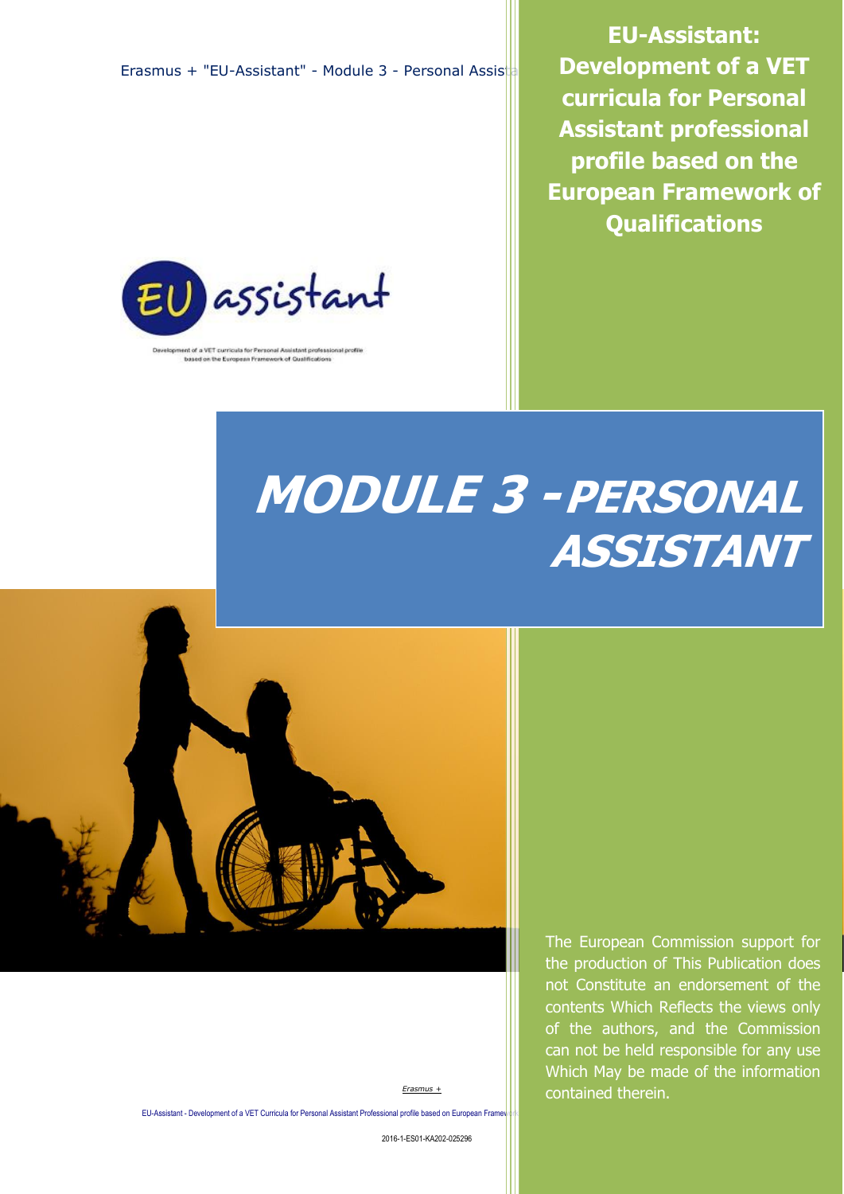# EU-Assistant: Development of a VET curricula for Personal Assistant professional profile based on the European Framework of Qualifications

Development of a VET curricula for Personal Assistant professional profile based on the European Framework of Qualifications

# MODULE 3 - PERSONAL ASSISTANT

The European Commission support for the production of This Publication does not Constitute an endorsement of the contents Which Reflects the views only of the authors, and the Commission can not be held responsible for any use Which May be made of the information contained therein.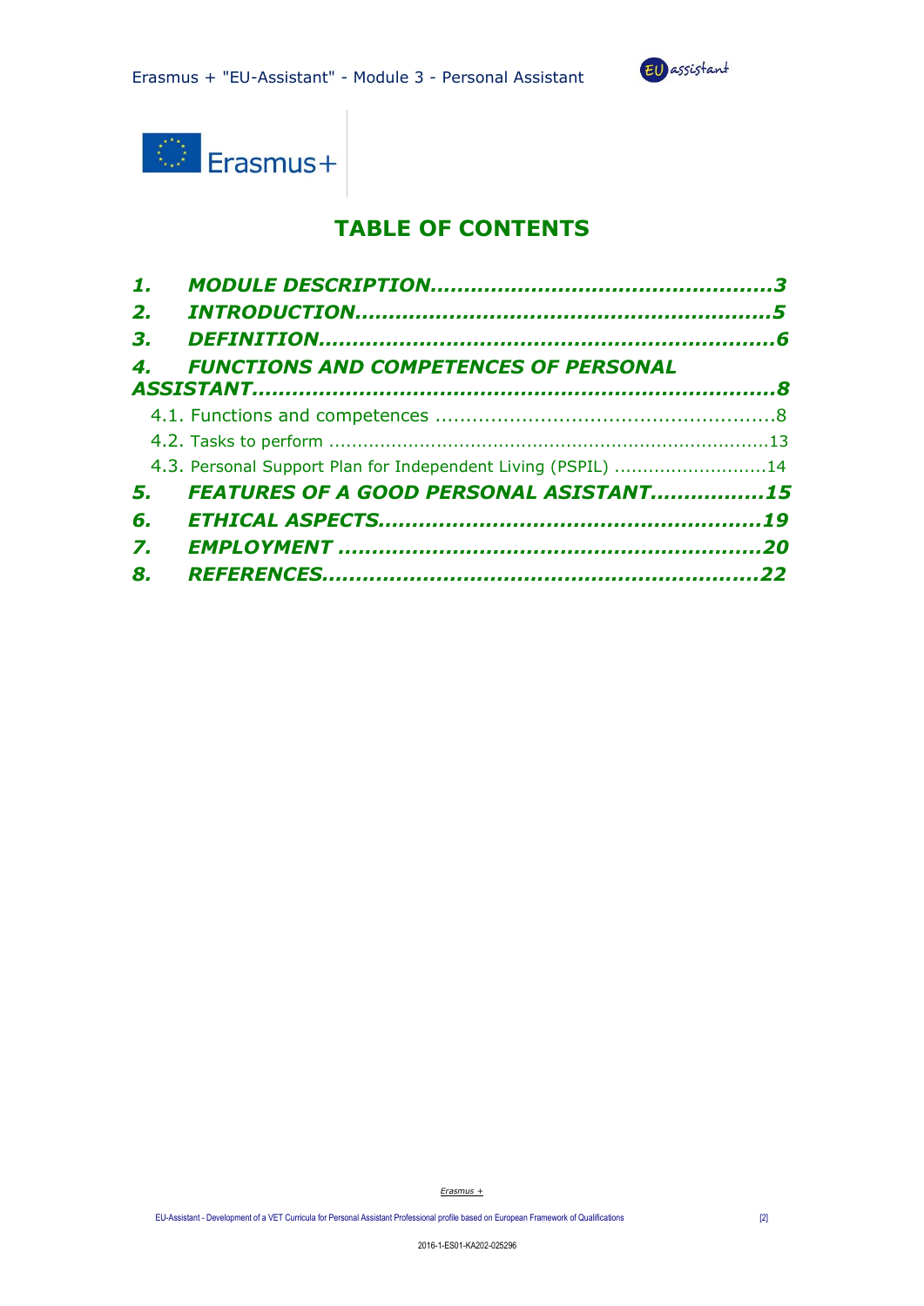# TABLE OF CONTENTS

1. MODULE DESCRIPTION.................................................3
2. INTRODUCTION.............................................................5
3. DEFINITION..................................................................6
4. FUNCTIONS AND COMPETENCES OF PERSONAL ASSISTANT..............................................................................8
   - 4.1. Functions and competences ......................................................8
   - 4.2. Tasks to perform ............................................................................13
   - 4.3. Personal Support Plan for Independent Living (PSPIL) ...........................14
5. FEATURES OF A GOOD PERSONAL ASISTANT.................15
6. ETHICAL ASPECTS........................................................19
7. EMPLOYMENT ..............................................................20
8. REFERENCES...............................................................22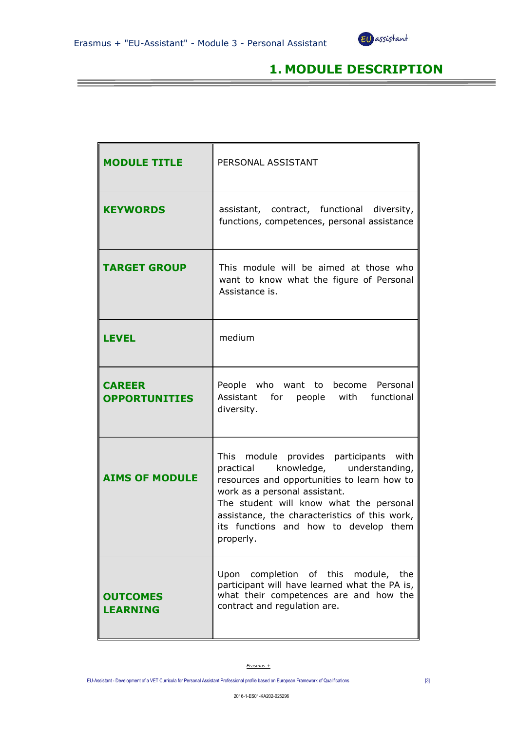# 1. MODULE DESCRIPTION

| | |
|---|---|
| **MODULE TITLE** | PERSONAL ASSISTANT |
| **KEYWORDS** | assistant, contract, functional diversity, functions, competences, personal assistance |
| **TARGET GROUP** | This module will be aimed at those who want to know what the figure of Personal Assistance is. |
| **LEVEL** | medium |
| **CAREER OPPORTUNITIES** | People who want to become Personal Assistant for people with functional diversity. |
| **AIMS OF MODULE** | This module provides participants with practical knowledge, understanding, resources and opportunities to learn how to work as a personal assistant.<br>The student will know what the personal assistance, the characteristics of this work, its functions and how to develop them properly. |
| **OUTCOMES LEARNING** | Upon completion of this module, the participant will have learned what the PA is, what their competences are and how the contract and regulation are. |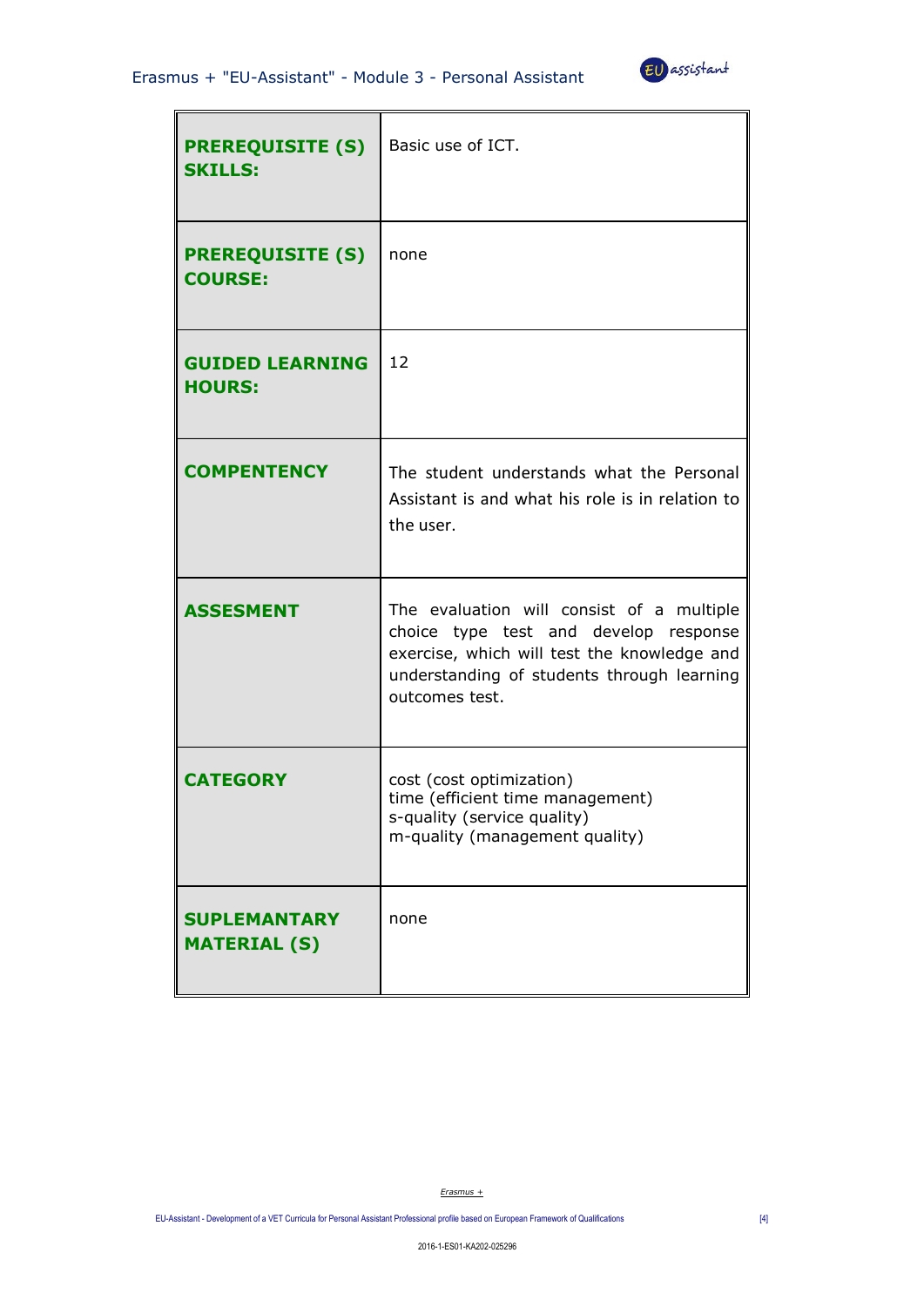| | |
|---|---|
| **PREREQUISITE (S) SKILLS:** | Basic use of ICT. |
| **PREREQUISITE (S) COURSE:** | none |
| **GUIDED LEARNING HOURS:** | 12 |
| **COMPENTENCY** | The student understands what the Personal Assistant is and what his role is in relation to the user. |
| **ASSESMENT** | The evaluation will consist of a multiple choice type test and develop response exercise, which will test the knowledge and understanding of students through learning outcomes test. |
| **CATEGORY** | cost (cost optimization)<br>time (efficient time management)<br>s-quality (service quality)<br>m-quality (management quality) |
| **SUPLEMANTARY MATERIAL (S)** | none |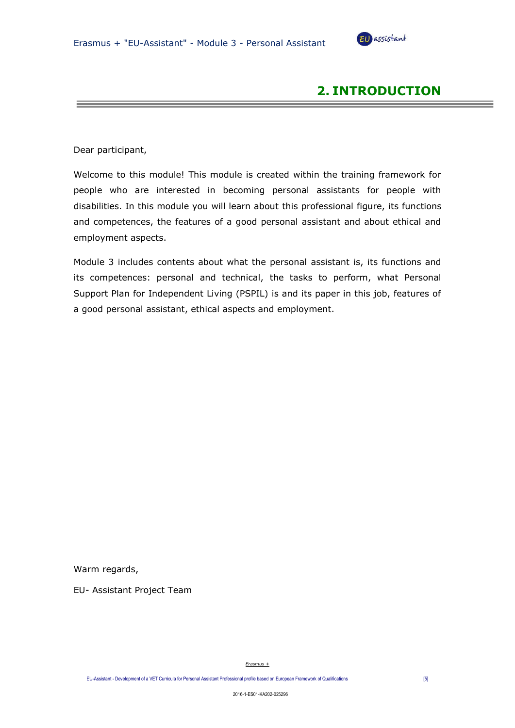## 2. INTRODUCTION

Dear participant,

Welcome to this module! This module is created within the training framework for people who are interested in becoming personal assistants for people with disabilities. In this module you will learn about this professional figure, its functions and competences, the features of a good personal assistant and about ethical and employment aspects.

Module 3 includes contents about what the personal assistant is, its functions and its competences: personal and technical, the tasks to perform, what Personal Support Plan for Independent Living (PSPIL) is and its paper in this job, features of a good personal assistant, ethical aspects and employment.

Warm regards,

EU- Assistant Project Team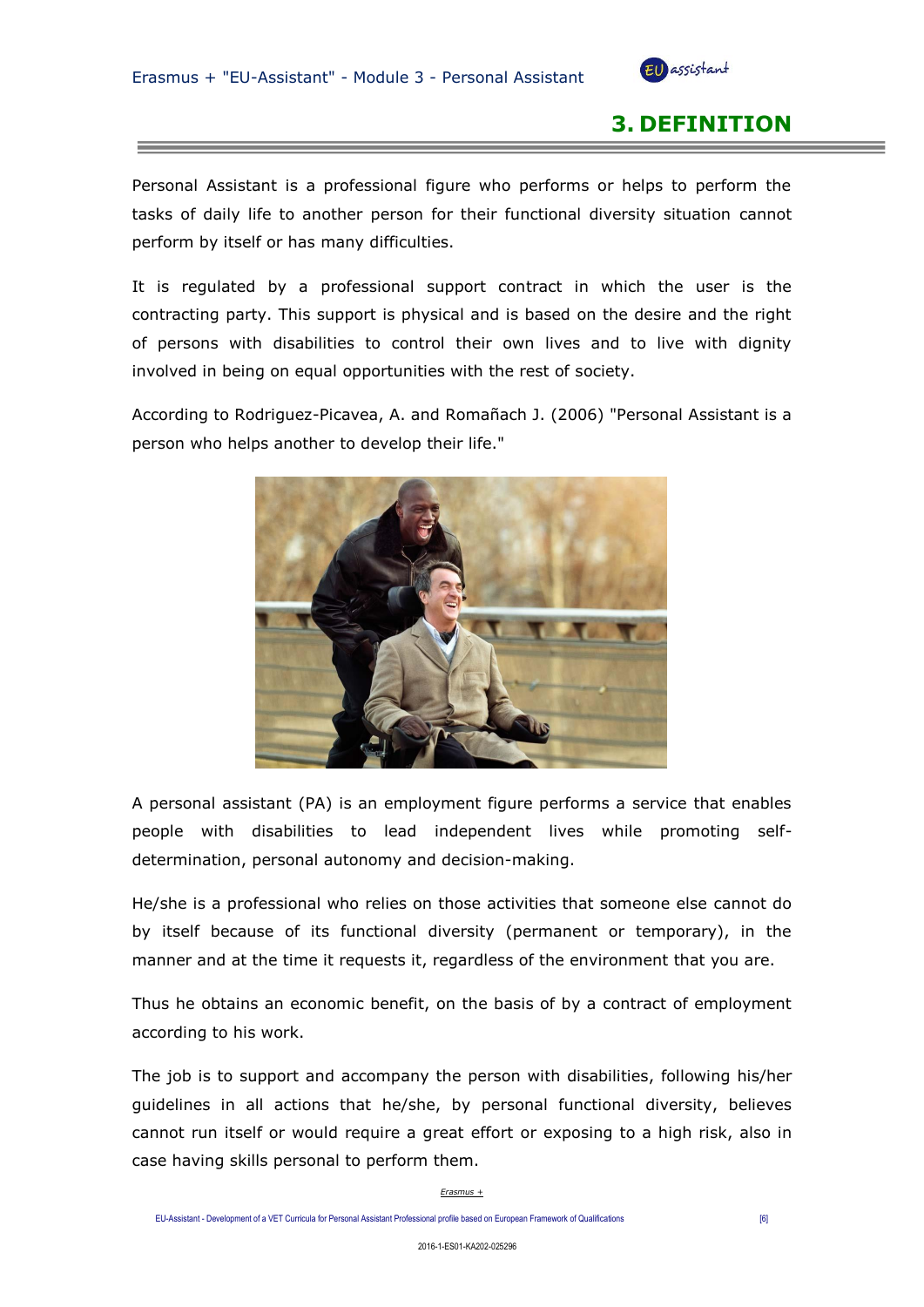# 3. DEFINITION

Personal Assistant is a professional figure who performs or helps to perform the tasks of daily life to another person for their functional diversity situation cannot perform by itself or has many difficulties.

It is regulated by a professional support contract in which the user is the contracting party. This support is physical and is based on the desire and the right of persons with disabilities to control their own lives and to live with dignity involved in being on equal opportunities with the rest of society.

According to Rodriguez-Picavea, A. and Romañach J. (2006) "Personal Assistant is a person who helps another to develop their life."

A personal assistant (PA) is an employment figure performs a service that enables people with disabilities to lead independent lives while promoting self-determination, personal autonomy and decision-making.

He/she is a professional who relies on those activities that someone else cannot do by itself because of its functional diversity (permanent or temporary), in the manner and at the time it requests it, regardless of the environment that you are.

Thus he obtains an economic benefit, on the basis of by a contract of employment according to his work.

The job is to support and accompany the person with disabilities, following his/her guidelines in all actions that he/she, by personal functional diversity, believes cannot run itself or would require a great effort or exposing to a high risk, also in case having skills personal to perform them.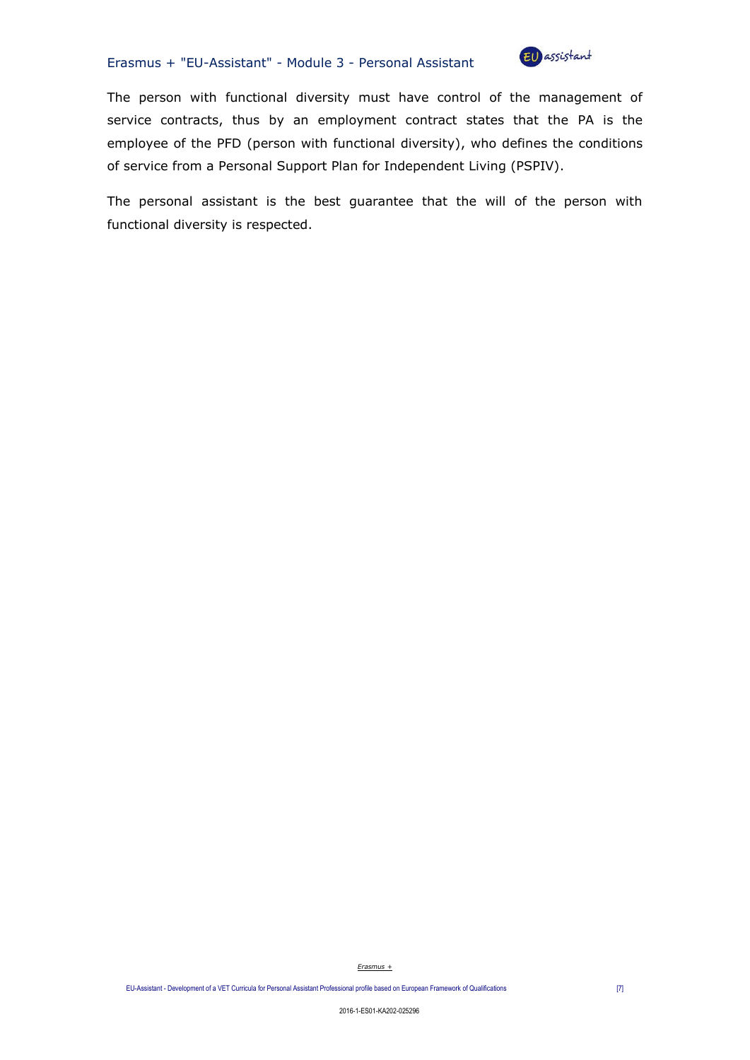The person with functional diversity must have control of the management of service contracts, thus by an employment contract states that the PA is the employee of the PFD (person with functional diversity), who defines the conditions of service from a Personal Support Plan for Independent Living (PSPIV).

The personal assistant is the best guarantee that the will of the person with functional diversity is respected.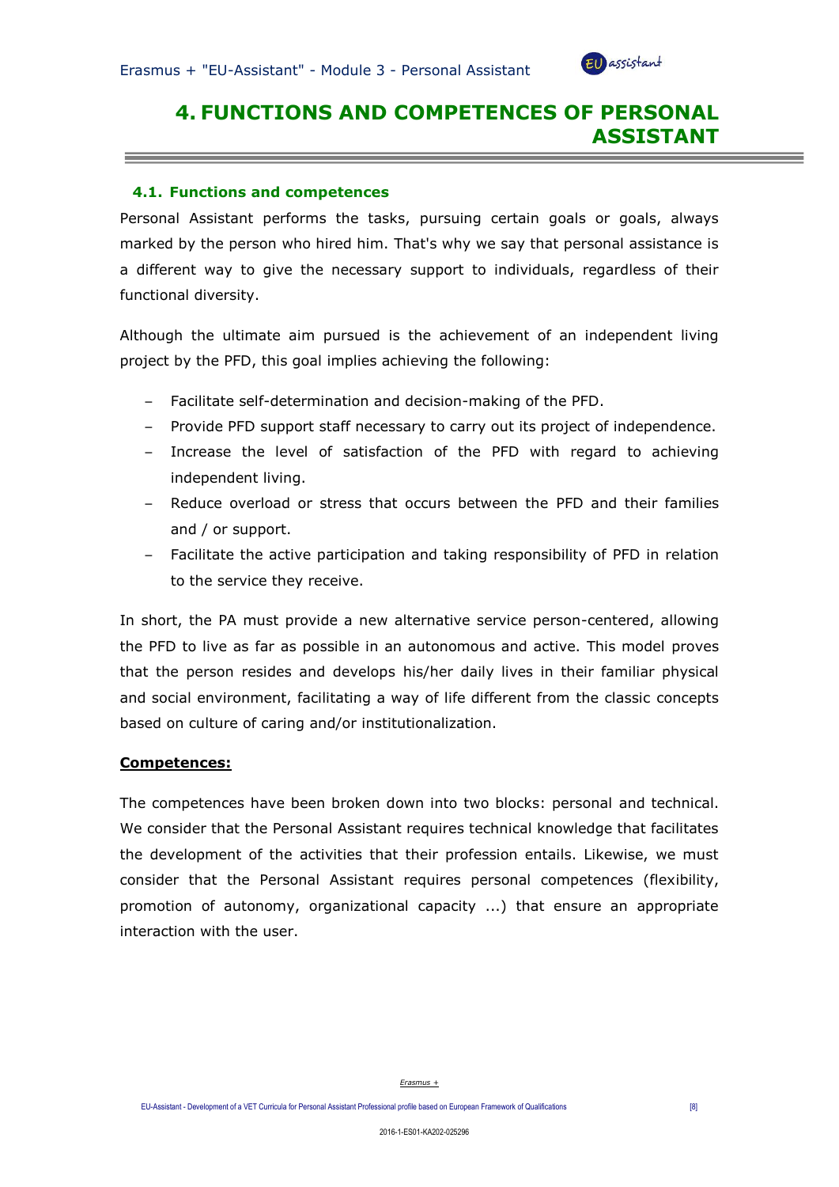# 4. FUNCTIONS AND COMPETENCES OF PERSONAL ASSISTANT

## 4.1. Functions and competences

Personal Assistant performs the tasks, pursuing certain goals or goals, always marked by the person who hired him. That's why we say that personal assistance is a different way to give the necessary support to individuals, regardless of their functional diversity.

Although the ultimate aim pursued is the achievement of an independent living project by the PFD, this goal implies achieving the following:

- Facilitate self-determination and decision-making of the PFD.
- Provide PFD support staff necessary to carry out its project of independence.
- Increase the level of satisfaction of the PFD with regard to achieving independent living.
- Reduce overload or stress that occurs between the PFD and their families and / or support.
- Facilitate the active participation and taking responsibility of PFD in relation to the service they receive.

In short, the PA must provide a new alternative service person-centered, allowing the PFD to live as far as possible in an autonomous and active. This model proves that the person resides and develops his/her daily lives in their familiar physical and social environment, facilitating a way of life different from the classic concepts based on culture of caring and/or institutionalization.

**Competences:**

The competences have been broken down into two blocks: personal and technical. We consider that the Personal Assistant requires technical knowledge that facilitates the development of the activities that their profession entails. Likewise, we must consider that the Personal Assistant requires personal competences (flexibility, promotion of autonomy, organizational capacity ...) that ensure an appropriate interaction with the user.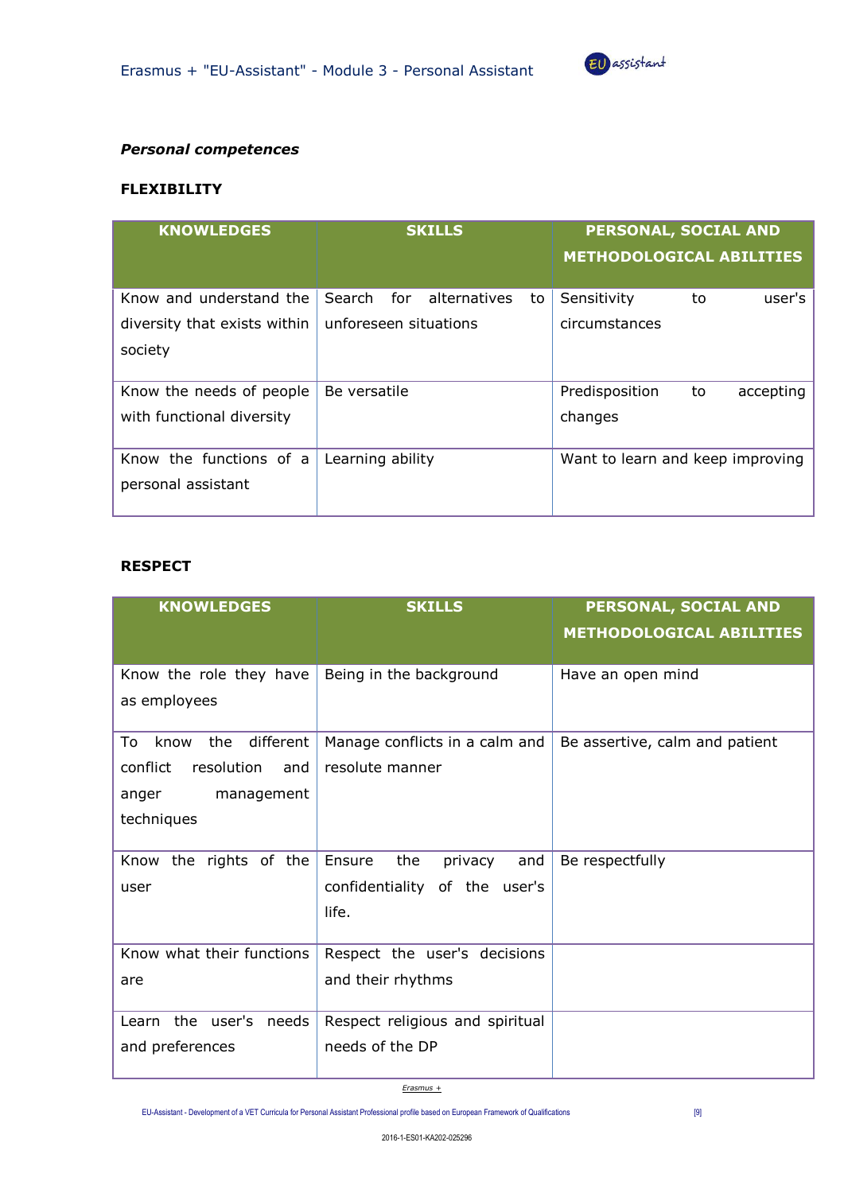***Personal competences***

**FLEXIBILITY**

| KNOWLEDGES | SKILLS | PERSONAL, SOCIAL AND METHODOLOGICAL ABILITIES |
|---|---|---|
| Know and understand the diversity that exists within society | Search for alternatives to unforeseen situations | Sensitivity to user's circumstances |
| Know the needs of people with functional diversity | Be versatile | Predisposition to accepting changes |
| Know the functions of a personal assistant | Learning ability | Want to learn and keep improving |

**RESPECT**

| KNOWLEDGES | SKILLS | PERSONAL, SOCIAL AND METHODOLOGICAL ABILITIES |
|---|---|---|
| Know the role they have as employees | Being in the background | Have an open mind |
| To know the different conflict resolution and anger management techniques | Manage conflicts in a calm and resolute manner | Be assertive, calm and patient |
| Know the rights of the user | Ensure the privacy and confidentiality of the user's life. | Be respectfully |
| Know what their functions are | Respect the user's decisions and their rhythms | |
| Learn the user's needs and preferences | Respect religious and spiritual needs of the DP | |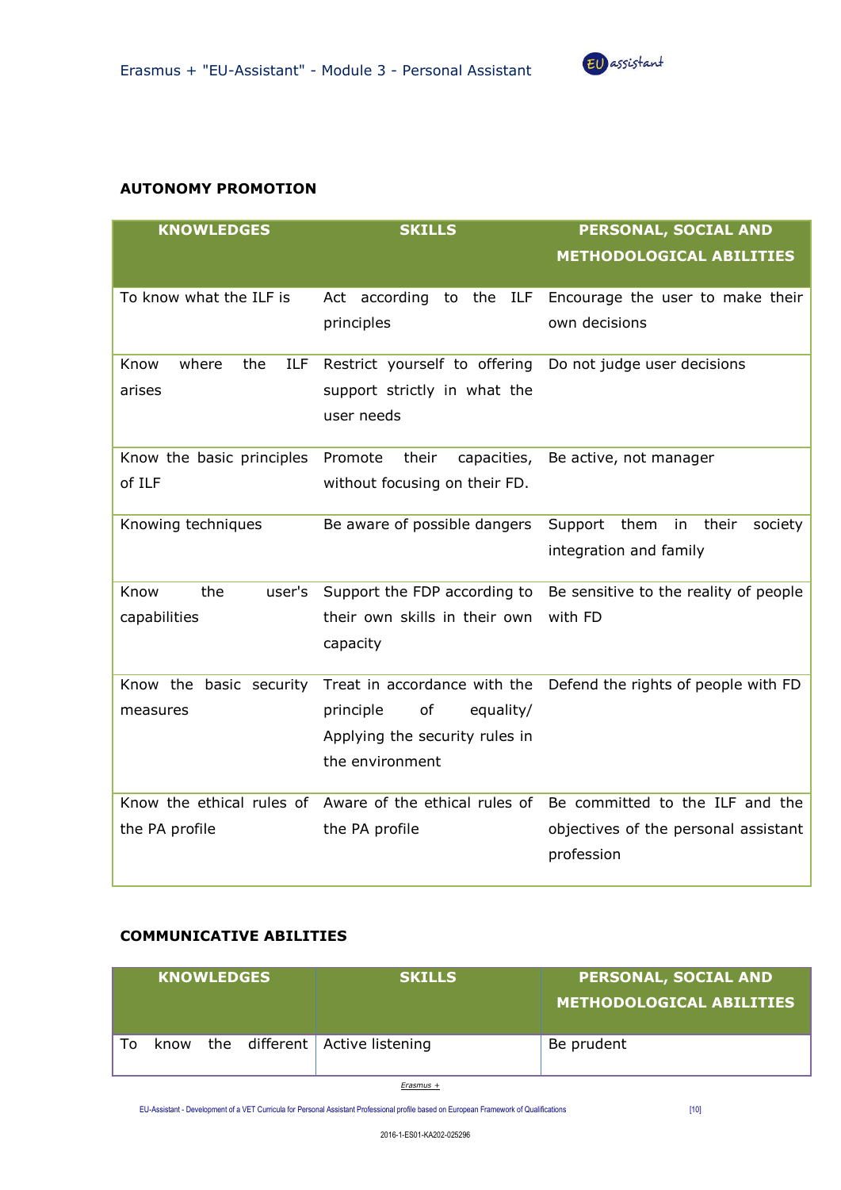**AUTONOMY PROMOTION**

| KNOWLEDGES | SKILLS | PERSONAL, SOCIAL AND METHODOLOGICAL ABILITIES |
|---|---|---|
| To know what the ILF is | Act according to the ILF principles | Encourage the user to make their own decisions |
| Know where the ILF arises | Restrict yourself to offering support strictly in what the user needs | Do not judge user decisions |
| Know the basic principles of ILF | Promote their capacities, without focusing on their FD. | Be active, not manager |
| Knowing techniques | Be aware of possible dangers | Support them in their society integration and family |
| Know the user's capabilities | Support the FDP according to their own skills in their own capacity | Be sensitive to the reality of people with FD |
| Know the basic security measures | Treat in accordance with the principle of equality/ Applying the security rules in the environment | Defend the rights of people with FD |
| Know the ethical rules of the PA profile | Aware of the ethical rules of the PA profile | Be committed to the ILF and the objectives of the personal assistant profession |

**COMMUNICATIVE ABILITIES**

| KNOWLEDGES | SKILLS | PERSONAL, SOCIAL AND METHODOLOGICAL ABILITIES |
|---|---|---|
| To know the different | Active listening | Be prudent |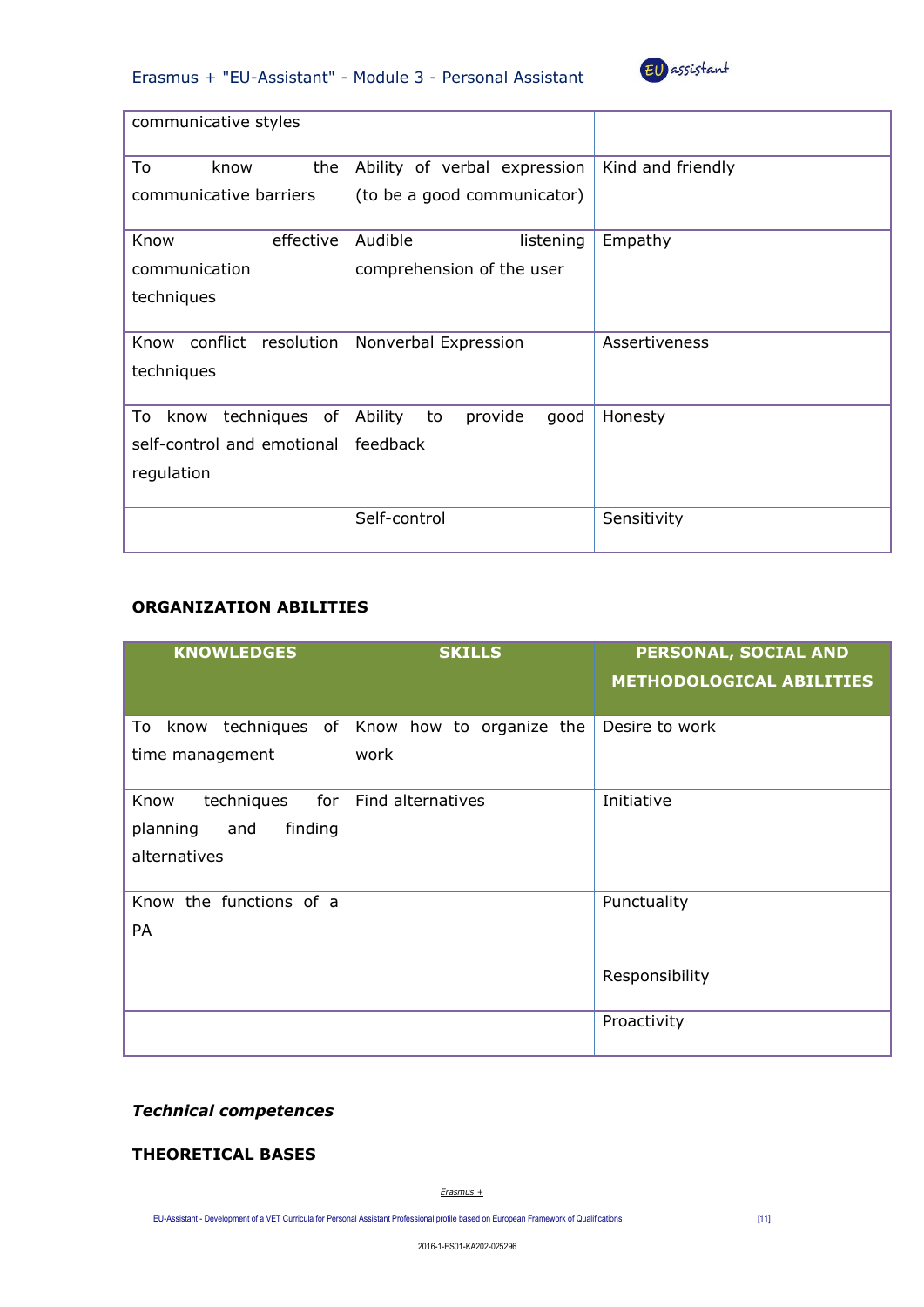| | | |
|---|---|---|
| communicative styles | | |
| To know the communicative barriers | Ability of verbal expression (to be a good communicator) | Kind and friendly |
| Know effective communication techniques | Audible listening comprehension of the user | Empathy |
| Know conflict resolution techniques | Nonverbal Expression | Assertiveness |
| To know techniques of self-control and emotional regulation | Ability to provide good feedback | Honesty |
| | Self-control | Sensitivity |

**ORGANIZATION ABILITIES**

| KNOWLEDGES | SKILLS | PERSONAL, SOCIAL AND METHODOLOGICAL ABILITIES |
|---|---|---|
| To know techniques of time management | Know how to organize the work | Desire to work |
| Know techniques for planning and finding alternatives | Find alternatives | Initiative |
| Know the functions of a PA | | Punctuality |
| | | Responsibility |
| | | Proactivity |

***Technical competences***

**THEORETICAL BASES**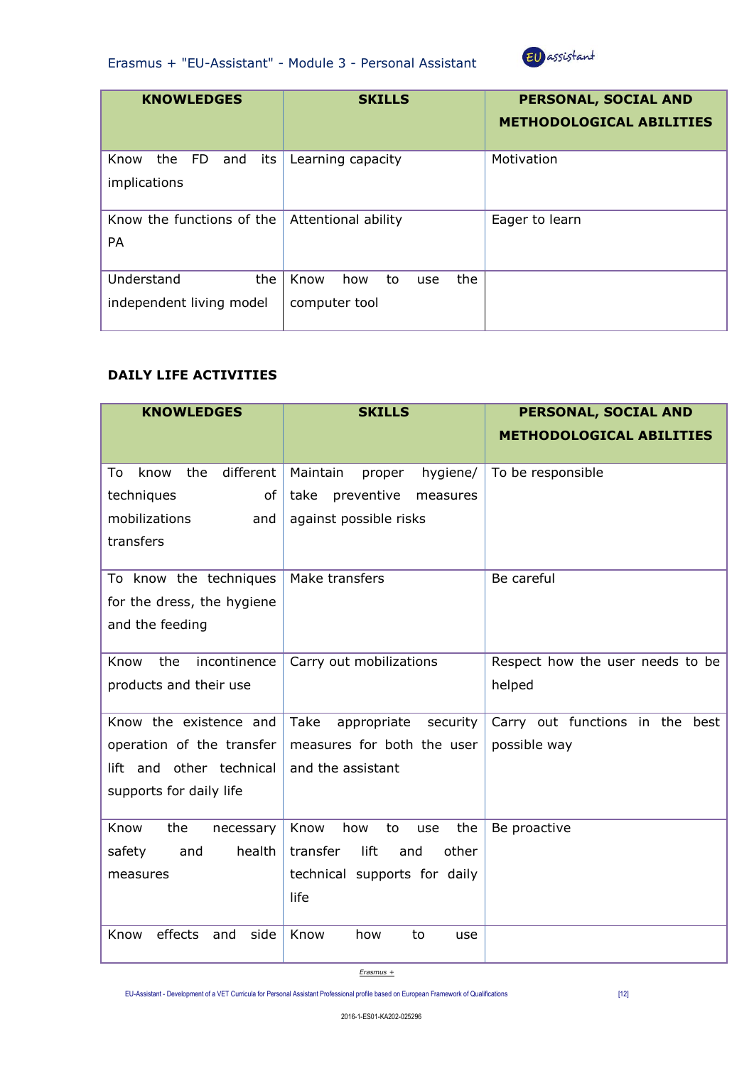| KNOWLEDGES | SKILLS | PERSONAL, SOCIAL AND METHODOLOGICAL ABILITIES |
| --- | --- | --- |
| Know the FD and its implications | Learning capacity | Motivation |
| Know the functions of the PA | Attentional ability | Eager to learn |
| Understand the independent living model | Know how to use the computer tool | |

**DAILY LIFE ACTIVITIES**

| KNOWLEDGES | SKILLS | PERSONAL, SOCIAL AND METHODOLOGICAL ABILITIES |
| --- | --- | --- |
| To know the different techniques of mobilizations and transfers | Maintain proper hygiene/ take preventive measures against possible risks | To be responsible |
| To know the techniques for the dress, the hygiene and the feeding | Make transfers | Be careful |
| Know the incontinence products and their use | Carry out mobilizations | Respect how the user needs to be helped |
| Know the existence and operation of the transfer lift and other technical supports for daily life | Take appropriate security measures for both the user and the assistant | Carry out functions in the best possible way |
| Know the necessary safety and health measures | Know how to use the transfer lift and other technical supports for daily life | Be proactive |
| Know effects and side | Know how to use | |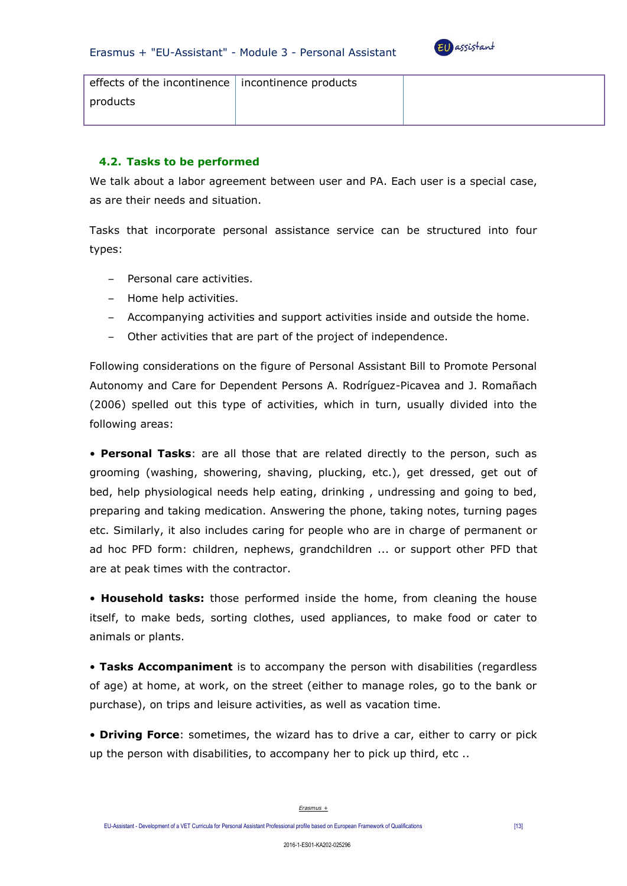| effects of the incontinence products | incontinence products | |
|---|---|---|

## 4.2. Tasks to be performed

We talk about a labor agreement between user and PA. Each user is a special case, as are their needs and situation.

Tasks that incorporate personal assistance service can be structured into four types:

- Personal care activities.
- Home help activities.
- Accompanying activities and support activities inside and outside the home.
- Other activities that are part of the project of independence.

Following considerations on the figure of Personal Assistant Bill to Promote Personal Autonomy and Care for Dependent Persons A. Rodríguez-Picavea and J. Romañach (2006) spelled out this type of activities, which in turn, usually divided into the following areas:

• **Personal Tasks**: are all those that are related directly to the person, such as grooming (washing, showering, shaving, plucking, etc.), get dressed, get out of bed, help physiological needs help eating, drinking , undressing and going to bed, preparing and taking medication. Answering the phone, taking notes, turning pages etc. Similarly, it also includes caring for people who are in charge of permanent or ad hoc PFD form: children, nephews, grandchildren ... or support other PFD that are at peak times with the contractor.

• **Household tasks:** those performed inside the home, from cleaning the house itself, to make beds, sorting clothes, used appliances, to make food or cater to animals or plants.

• **Tasks Accompaniment** is to accompany the person with disabilities (regardless of age) at home, at work, on the street (either to manage roles, go to the bank or purchase), on trips and leisure activities, as well as vacation time.

• **Driving Force**: sometimes, the wizard has to drive a car, either to carry or pick up the person with disabilities, to accompany her to pick up third, etc ..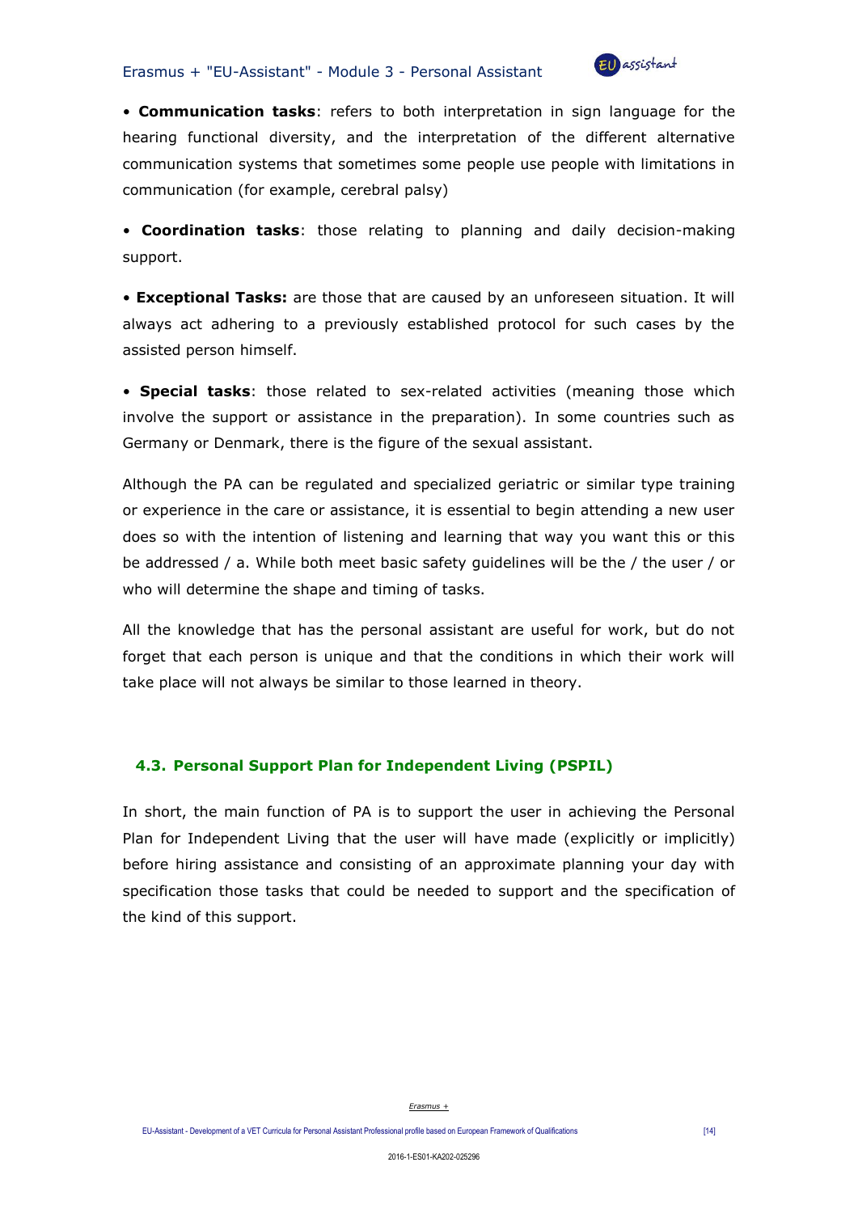- **Communication tasks**: refers to both interpretation in sign language for the hearing functional diversity, and the interpretation of the different alternative communication systems that sometimes some people use people with limitations in communication (for example, cerebral palsy)

- **Coordination tasks**: those relating to planning and daily decision-making support.

- **Exceptional Tasks:** are those that are caused by an unforeseen situation. It will always act adhering to a previously established protocol for such cases by the assisted person himself.

- **Special tasks**: those related to sex-related activities (meaning those which involve the support or assistance in the preparation). In some countries such as Germany or Denmark, there is the figure of the sexual assistant.

Although the PA can be regulated and specialized geriatric or similar type training or experience in the care or assistance, it is essential to begin attending a new user does so with the intention of listening and learning that way you want this or this be addressed / a. While both meet basic safety guidelines will be the / the user / or who will determine the shape and timing of tasks.

All the knowledge that has the personal assistant are useful for work, but do not forget that each person is unique and that the conditions in which their work will take place will not always be similar to those learned in theory.

### 4.3. Personal Support Plan for Independent Living (PSPIL)

In short, the main function of PA is to support the user in achieving the Personal Plan for Independent Living that the user will have made (explicitly or implicitly) before hiring assistance and consisting of an approximate planning your day with specification those tasks that could be needed to support and the specification of the kind of this support.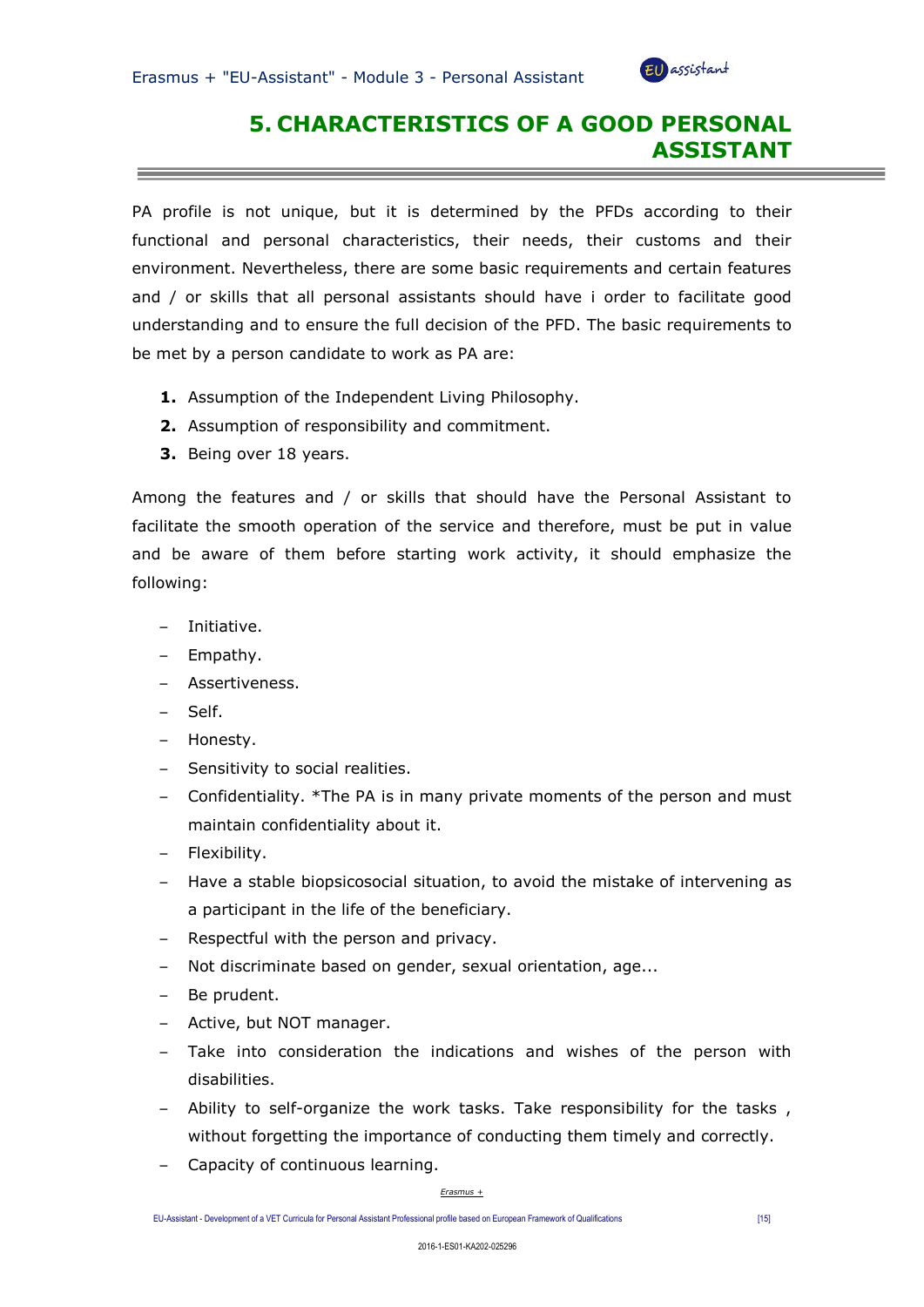# 5. CHARACTERISTICS OF A GOOD PERSONAL ASSISTANT

PA profile is not unique, but it is determined by the PFDs according to their functional and personal characteristics, their needs, their customs and their environment. Nevertheless, there are some basic requirements and certain features and / or skills that all personal assistants should have i order to facilitate good understanding and to ensure the full decision of the PFD. The basic requirements to be met by a person candidate to work as PA are:

1. Assumption of the Independent Living Philosophy.
2. Assumption of responsibility and commitment.
3. Being over 18 years.

Among the features and / or skills that should have the Personal Assistant to facilitate the smooth operation of the service and therefore, must be put in value and be aware of them before starting work activity, it should emphasize the following:

- Initiative.
- Empathy.
- Assertiveness.
- Self.
- Honesty.
- Sensitivity to social realities.
- Confidentiality. *The PA is in many private moments of the person and must maintain confidentiality about it.
- Flexibility.
- Have a stable biopsicosocial situation, to avoid the mistake of intervening as a participant in the life of the beneficiary.
- Respectful with the person and privacy.
- Not discriminate based on gender, sexual orientation, age...
- Be prudent.
- Active, but NOT manager.
- Take into consideration the indications and wishes of the person with disabilities.
- Ability to self-organize the work tasks. Take responsibility for the tasks , without forgetting the importance of conducting them timely and correctly.
- Capacity of continuous learning.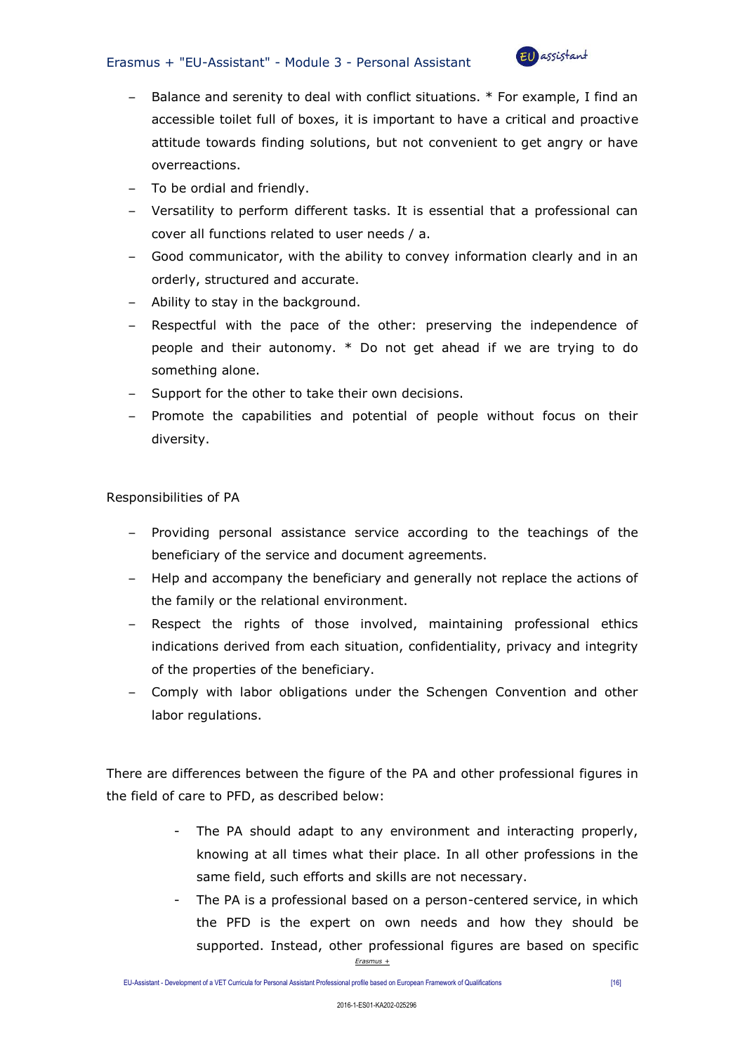- Balance and serenity to deal with conflict situations. * For example, I find an accessible toilet full of boxes, it is important to have a critical and proactive attitude towards finding solutions, but not convenient to get angry or have overreactions.
- To be ordial and friendly.
- Versatility to perform different tasks. It is essential that a professional can cover all functions related to user needs / a.
- Good communicator, with the ability to convey information clearly and in an orderly, structured and accurate.
- Ability to stay in the background.
- Respectful with the pace of the other: preserving the independence of people and their autonomy. * Do not get ahead if we are trying to do something alone.
- Support for the other to take their own decisions.
- Promote the capabilities and potential of people without focus on their diversity.

Responsibilities of PA

- Providing personal assistance service according to the teachings of the beneficiary of the service and document agreements.
- Help and accompany the beneficiary and generally not replace the actions of the family or the relational environment.
- Respect the rights of those involved, maintaining professional ethics indications derived from each situation, confidentiality, privacy and integrity of the properties of the beneficiary.
- Comply with labor obligations under the Schengen Convention and other labor regulations.

There are differences between the figure of the PA and other professional figures in the field of care to PFD, as described below:

- The PA should adapt to any environment and interacting properly, knowing at all times what their place. In all other professions in the same field, such efforts and skills are not necessary.
- The PA is a professional based on a person-centered service, in which the PFD is the expert on own needs and how they should be supported. Instead, other professional figures are based on specific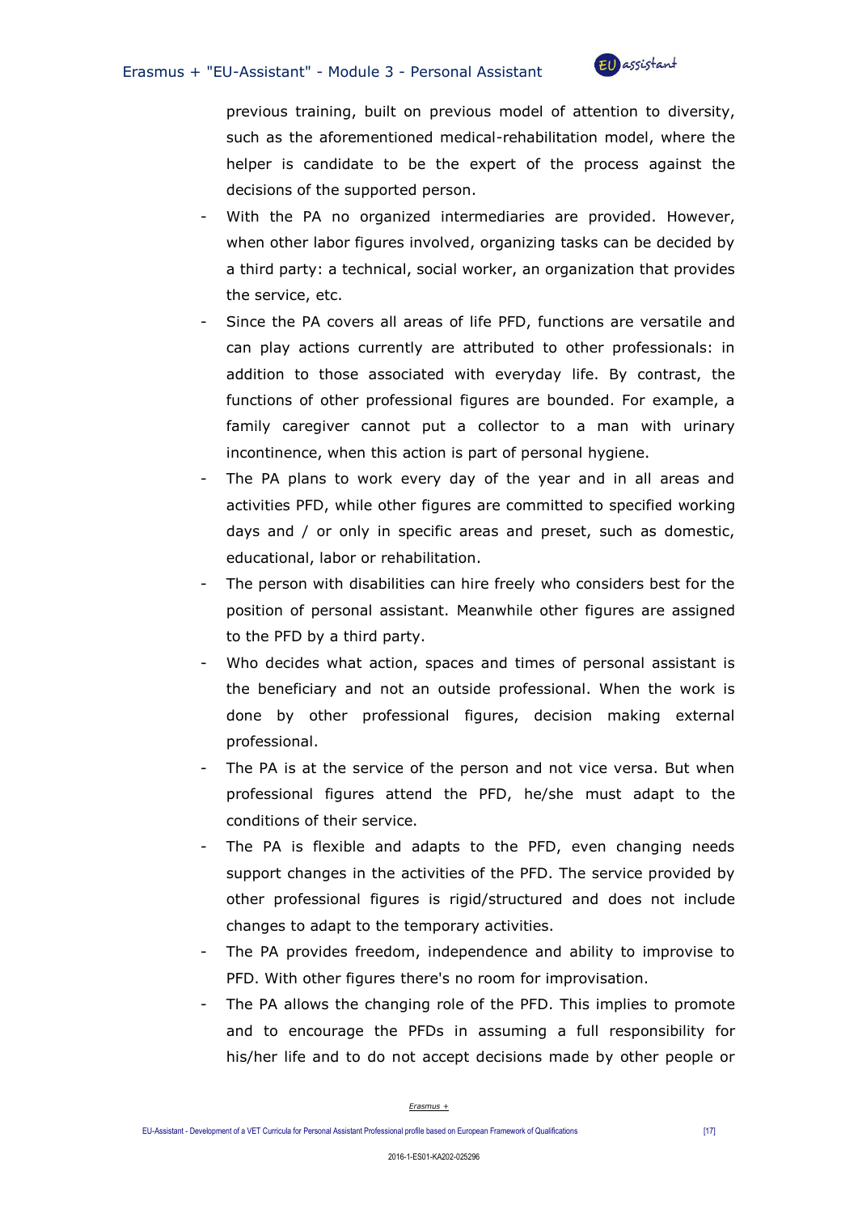previous training, built on previous model of attention to diversity, such as the aforementioned medical-rehabilitation model, where the helper is candidate to be the expert of the process against the decisions of the supported person.

- With the PA no organized intermediaries are provided. However, when other labor figures involved, organizing tasks can be decided by a third party: a technical, social worker, an organization that provides the service, etc.
- Since the PA covers all areas of life PFD, functions are versatile and can play actions currently are attributed to other professionals: in addition to those associated with everyday life. By contrast, the functions of other professional figures are bounded. For example, a family caregiver cannot put a collector to a man with urinary incontinence, when this action is part of personal hygiene.
- The PA plans to work every day of the year and in all areas and activities PFD, while other figures are committed to specified working days and / or only in specific areas and preset, such as domestic, educational, labor or rehabilitation.
- The person with disabilities can hire freely who considers best for the position of personal assistant. Meanwhile other figures are assigned to the PFD by a third party.
- Who decides what action, spaces and times of personal assistant is the beneficiary and not an outside professional. When the work is done by other professional figures, decision making external professional.
- The PA is at the service of the person and not vice versa. But when professional figures attend the PFD, he/she must adapt to the conditions of their service.
- The PA is flexible and adapts to the PFD, even changing needs support changes in the activities of the PFD. The service provided by other professional figures is rigid/structured and does not include changes to adapt to the temporary activities.
- The PA provides freedom, independence and ability to improvise to PFD. With other figures there's no room for improvisation.
- The PA allows the changing role of the PFD. This implies to promote and to encourage the PFDs in assuming a full responsibility for his/her life and to do not accept decisions made by other people or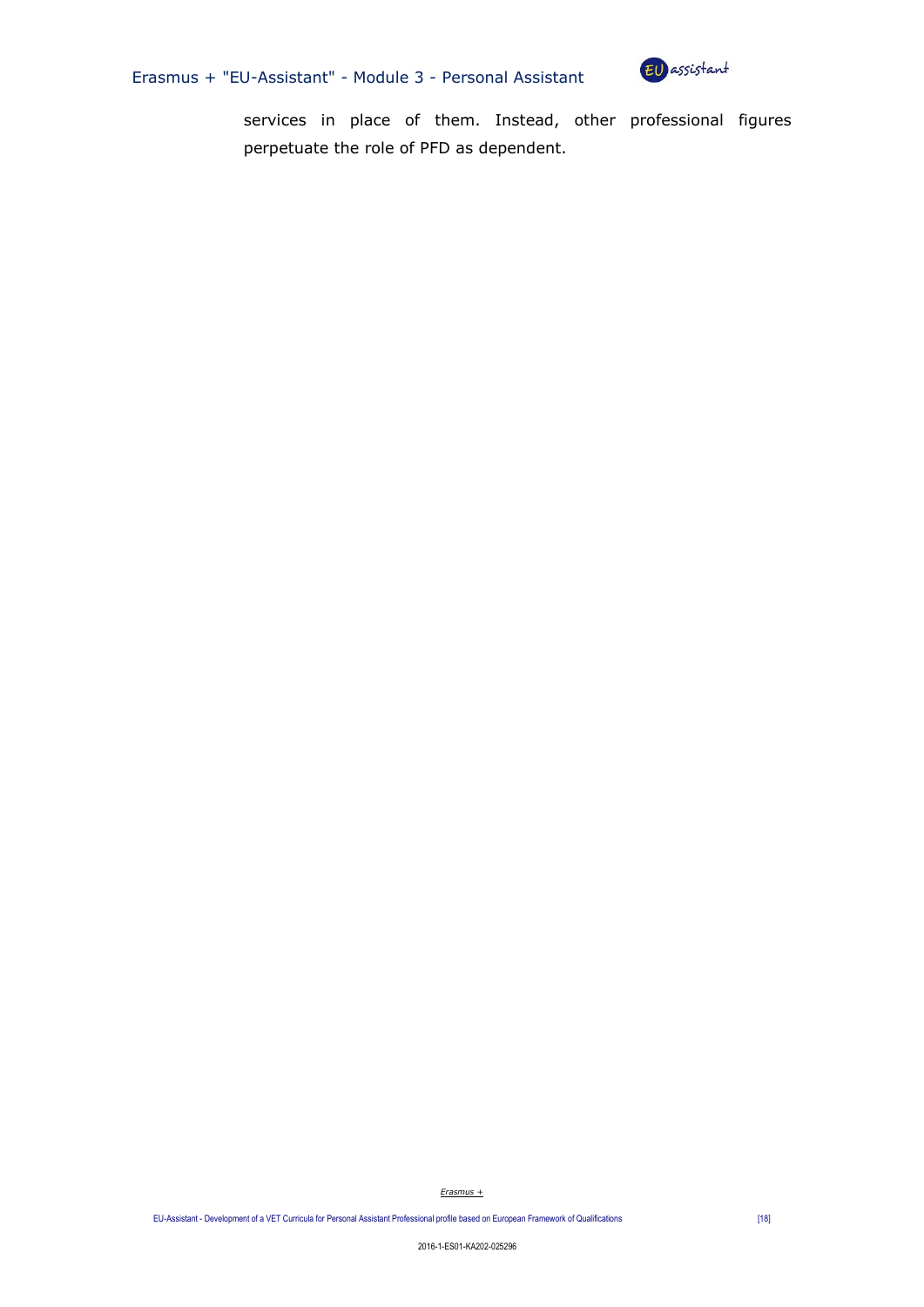services in place of them. Instead, other professional figures perpetuate the role of PFD as dependent.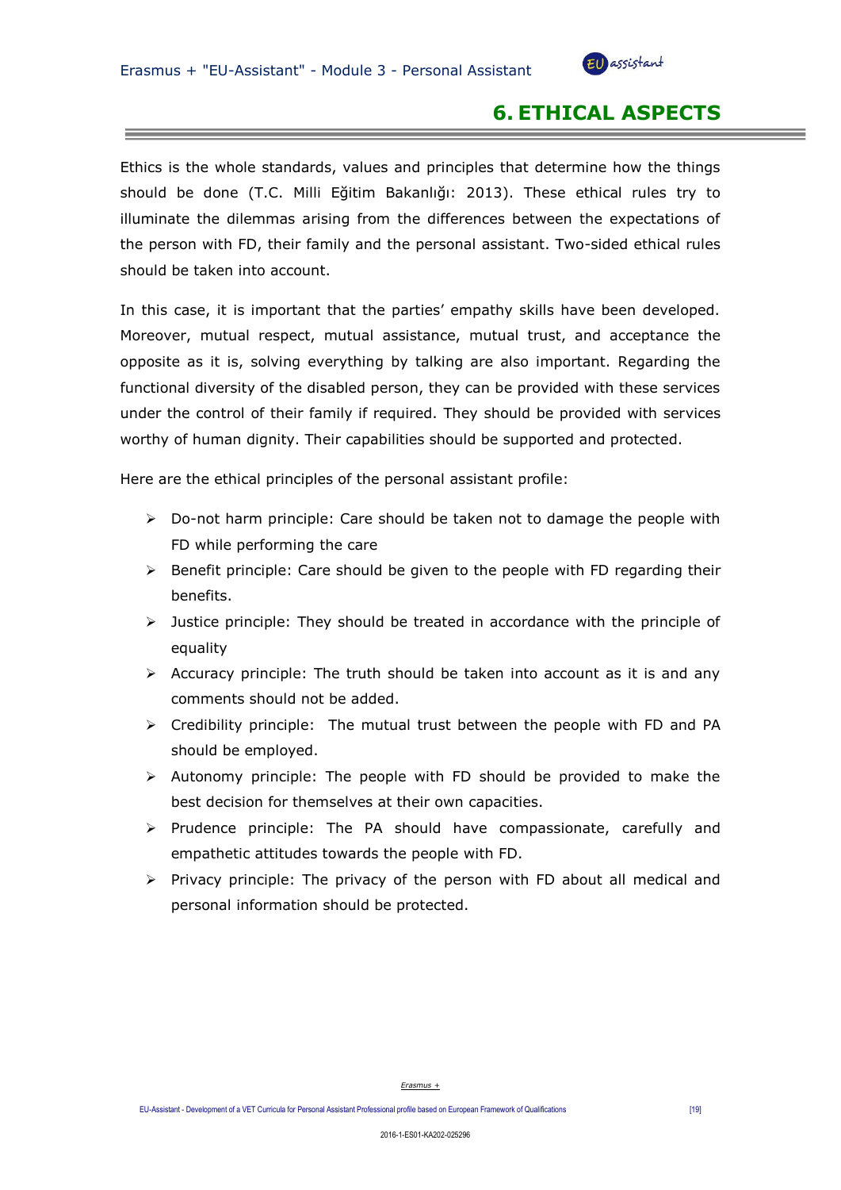# 6. ETHICAL ASPECTS

Ethics is the whole standards, values and principles that determine how the things should be done (T.C. Milli Eğitim Bakanlığı: 2013). These ethical rules try to illuminate the dilemmas arising from the differences between the expectations of the person with FD, their family and the personal assistant. Two-sided ethical rules should be taken into account.

In this case, it is important that the parties' empathy skills have been developed. Moreover, mutual respect, mutual assistance, mutual trust, and acceptance the opposite as it is, solving everything by talking are also important. Regarding the functional diversity of the disabled person, they can be provided with these services under the control of their family if required. They should be provided with services worthy of human dignity. Their capabilities should be supported and protected.

Here are the ethical principles of the personal assistant profile:

- Do-not harm principle: Care should be taken not to damage the people with FD while performing the care
- Benefit principle: Care should be given to the people with FD regarding their benefits.
- Justice principle: They should be treated in accordance with the principle of equality
- Accuracy principle: The truth should be taken into account as it is and any comments should not be added.
- Credibility principle: The mutual trust between the people with FD and PA should be employed.
- Autonomy principle: The people with FD should be provided to make the best decision for themselves at their own capacities.
- Prudence principle: The PA should have compassionate, carefully and empathetic attitudes towards the people with FD.
- Privacy principle: The privacy of the person with FD about all medical and personal information should be protected.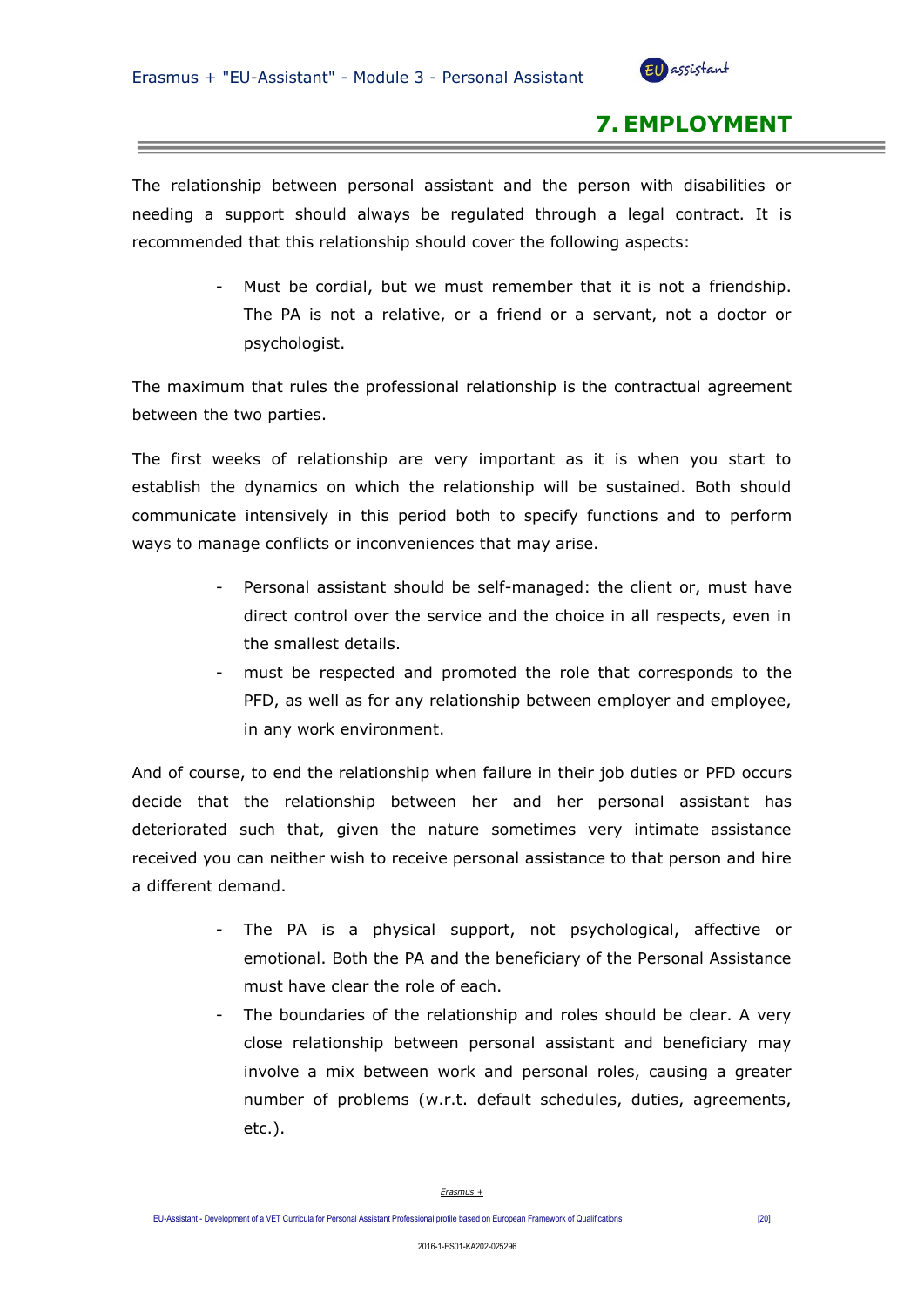# 7. EMPLOYMENT

The relationship between personal assistant and the person with disabilities or needing a support should always be regulated through a legal contract. It is recommended that this relationship should cover the following aspects:

- Must be cordial, but we must remember that it is not a friendship. The PA is not a relative, or a friend or a servant, not a doctor or psychologist.

The maximum that rules the professional relationship is the contractual agreement between the two parties.

The first weeks of relationship are very important as it is when you start to establish the dynamics on which the relationship will be sustained. Both should communicate intensively in this period both to specify functions and to perform ways to manage conflicts or inconveniences that may arise.

- Personal assistant should be self-managed: the client or, must have direct control over the service and the choice in all respects, even in the smallest details.
- must be respected and promoted the role that corresponds to the PFD, as well as for any relationship between employer and employee, in any work environment.

And of course, to end the relationship when failure in their job duties or PFD occurs decide that the relationship between her and her personal assistant has deteriorated such that, given the nature sometimes very intimate assistance received you can neither wish to receive personal assistance to that person and hire a different demand.

- The PA is a physical support, not psychological, affective or emotional. Both the PA and the beneficiary of the Personal Assistance must have clear the role of each.
- The boundaries of the relationship and roles should be clear. A very close relationship between personal assistant and beneficiary may involve a mix between work and personal roles, causing a greater number of problems (w.r.t. default schedules, duties, agreements, etc.).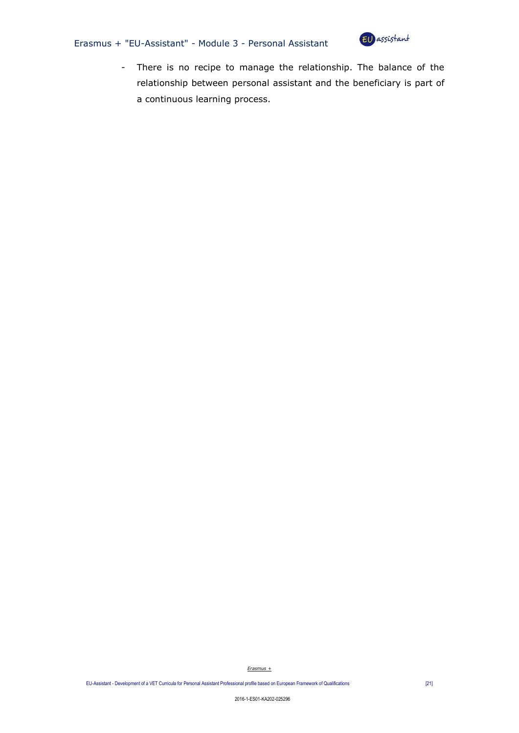- There is no recipe to manage the relationship. The balance of the relationship between personal assistant and the beneficiary is part of a continuous learning process.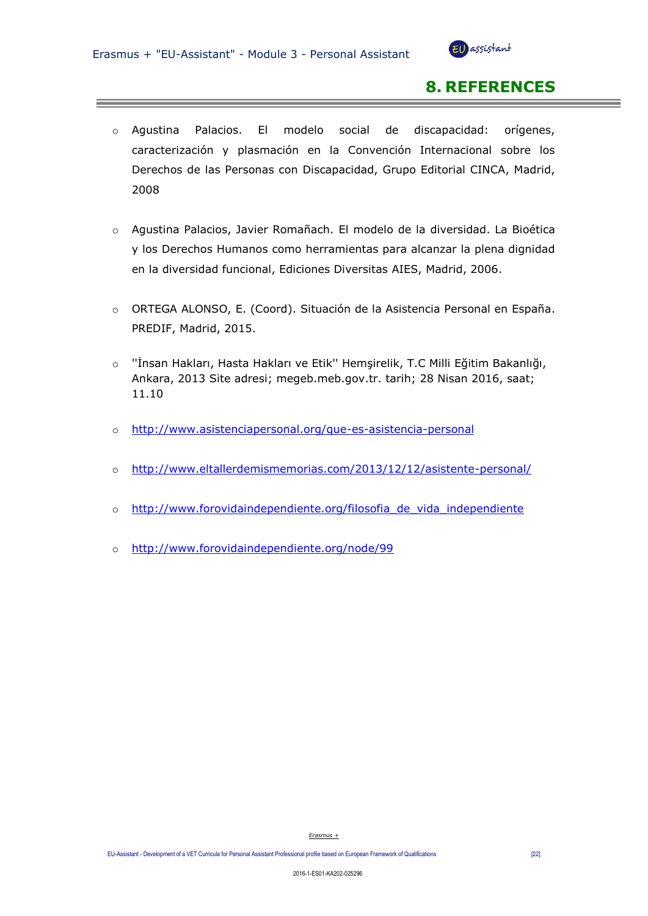## 8. REFERENCES

- Agustina Palacios. El modelo social de discapacidad: orígenes, caracterización y plasmación en la Convención Internacional sobre los Derechos de las Personas con Discapacidad, Grupo Editorial CINCA, Madrid, 2008

- Agustina Palacios, Javier Romañach. El modelo de la diversidad. La Bioética y los Derechos Humanos como herramientas para alcanzar la plena dignidad en la diversidad funcional, Ediciones Diversitas AIES, Madrid, 2006.

- ORTEGA ALONSO, E. (Coord). Situación de la Asistencia Personal en España. PREDIF, Madrid, 2015.

- ''İnsan Hakları, Hasta Hakları ve Etik'' Hemşirelik, T.C Milli Eğitim Bakanlığı, Ankara, 2013 Site adresi; megeb.meb.gov.tr. tarih; 28 Nisan 2016, saat; 11.10

- http://www.asistenciapersonal.org/que-es-asistencia-personal

- http://www.eltallerdemismemorias.com/2013/12/12/asistente-personal/

- http://www.forovidaindependiente.org/filosofia_de_vida_independiente

- http://www.forovidaindependiente.org/node/99